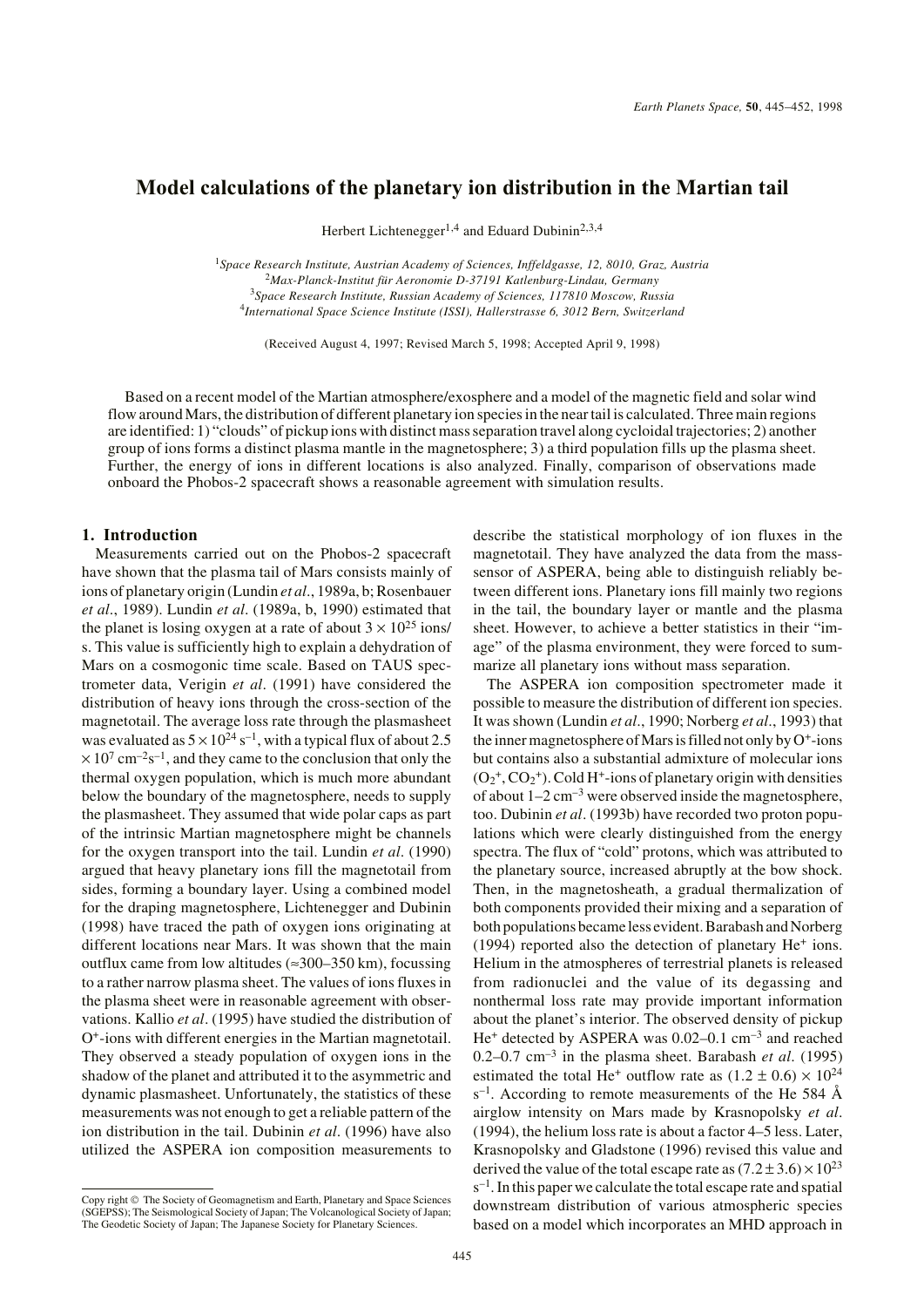# Model calculations of the planetary ion distribution in the Martian tail

Herbert Lichtenegger[1,4] and Eduard Dubinin[2,3,4]

[1]*Space Research Institute, Austrian Academy of Sciences, Inffeldgasse, 12, 8010, Graz, Austria*
[2]*Max-Planck-Institut für Aeronomie D-37191 Katlenburg-Lindau, Germany*
[3]*Space Research Institute, Russian Academy of Sciences, 117810 Moscow, Russia*
[4]*International Space Science Institute (ISSI), Hallerstrasse 6, 3012 Bern, Switzerland*

(Received August 4, 1997; Revised March 5, 1998; Accepted April 9, 1998)

Based on a recent model of the Martian atmosphere/exosphere and a model of the magnetic field and solar wind flow around Mars, the distribution of different planetary ion species in the near tail is calculated. Three main regions are identified: 1) "clouds" of pickup ions with distinct mass separation travel along cycloidal trajectories; 2) another group of ions forms a distinct plasma mantle in the magnetosphere; 3) a third population fills up the plasma sheet. Further, the energy of ions in different locations is also analyzed. Finally, comparison of observations made onboard the Phobos-2 spacecraft shows a reasonable agreement with simulation results.

## 1. Introduction

Measurements carried out on the Phobos-2 spacecraft have shown that the plasma tail of Mars consists mainly of ions of planetary origin (Lundin *et al*., 1989a, b; Rosenbauer *et al*., 1989). Lundin *et al*. (1989a, b, 1990) estimated that the planet is losing oxygen at a rate of about $3 \times 10^{25}$ ions/s. This value is sufficiently high to explain a dehydration of Mars on a cosmogonic time scale. Based on TAUS spectrometer data, Verigin *et al*. (1991) have considered the distribution of heavy ions through the cross-section of the magnetotail. The average loss rate through the plasmasheet was evaluated as $5 \times 10^{24}$ s$^{-1}$, with a typical flux of about $2.5 \times 10^{7}$ cm$^{-2}$s$^{-1}$, and they came to the conclusion that only the thermal oxygen population, which is much more abundant below the boundary of the magnetosphere, needs to supply the plasmasheet. They assumed that wide polar caps as part of the intrinsic Martian magnetosphere might be channels for the oxygen transport into the tail. Lundin *et al*. (1990) argued that heavy planetary ions fill the magnetotail from sides, forming a boundary layer. Using a combined model for the draping magnetosphere, Lichtenegger and Dubinin (1998) have traced the path of oxygen ions originating at different locations near Mars. It was shown that the main outflux came from low altitudes (≈300–350 km), focussing to a rather narrow plasma sheet. The values of ions fluxes in the plasma sheet were in reasonable agreement with observations. Kallio *et al*. (1995) have studied the distribution of $O^+$-ions with different energies in the Martian magnetotail. They observed a steady population of oxygen ions in the shadow of the planet and attributed it to the asymmetric and dynamic plasmasheet. Unfortunately, the statistics of these measurements was not enough to get a reliable pattern of the ion distribution in the tail. Dubinin *et al*. (1996) have also utilized the ASPERA ion composition measurements to describe the statistical morphology of ion fluxes in the magnetotail. They have analyzed the data from the mass-sensor of ASPERA, being able to distinguish reliably between different ions. Planetary ions fill mainly two regions in the tail, the boundary layer or mantle and the plasma sheet. However, to achieve a better statistics in their "image" of the plasma environment, they were forced to summarize all planetary ions without mass separation.

The ASPERA ion composition spectrometer made it possible to measure the distribution of different ion species. It was shown (Lundin *et al*., 1990; Norberg *et al*., 1993) that the inner magnetosphere of Mars is filled not only by $O^+$-ions but contains also a substantial admixture of molecular ions ($O_2^+$, $CO_2^+$). Cold $H^+$-ions of planetary origin with densities of about 1–2 cm$^{-3}$ were observed inside the magnetosphere, too. Dubinin *et al*. (1993b) have recorded two proton populations which were clearly distinguished from the energy spectra. The flux of "cold" protons, which was attributed to the planetary source, increased abruptly at the bow shock. Then, in the magnetosheath, a gradual thermalization of both components provided their mixing and a separation of both populations became less evident. Barabash and Norberg (1994) reported also the detection of planetary $He^+$ ions. Helium in the atmospheres of terrestrial planets is released from radionuclei and the value of its degassing and nonthermal loss rate may provide important information about the planet's interior. The observed density of pickup $He^+$ detected by ASPERA was 0.02–0.1 cm$^{-3}$ and reached 0.2–0.7 cm$^{-3}$ in the plasma sheet. Barabash *et al*. (1995) estimated the total $He^+$ outflow rate as $(1.2 \pm 0.6) \times 10^{24}$ s$^{-1}$. According to remote measurements of the He 584 Å airglow intensity on Mars made by Krasnopolsky *et al*. (1994), the helium loss rate is about a factor 4–5 less. Later, Krasnopolsky and Gladstone (1996) revised this value and derived the value of the total escape rate as $(7.2 \pm 3.6) \times 10^{23}$ s$^{-1}$. In this paper we calculate the total escape rate and spatial downstream distribution of various atmospheric species based on a model which incorporates an MHD approach in

Copy right © The Society of Geomagnetism and Earth, Planetary and Space Sciences (SGEPSS); The Seismological Society of Japan; The Volcanological Society of Japan; The Geodetic Society of Japan; The Japanese Society for Planetary Sciences.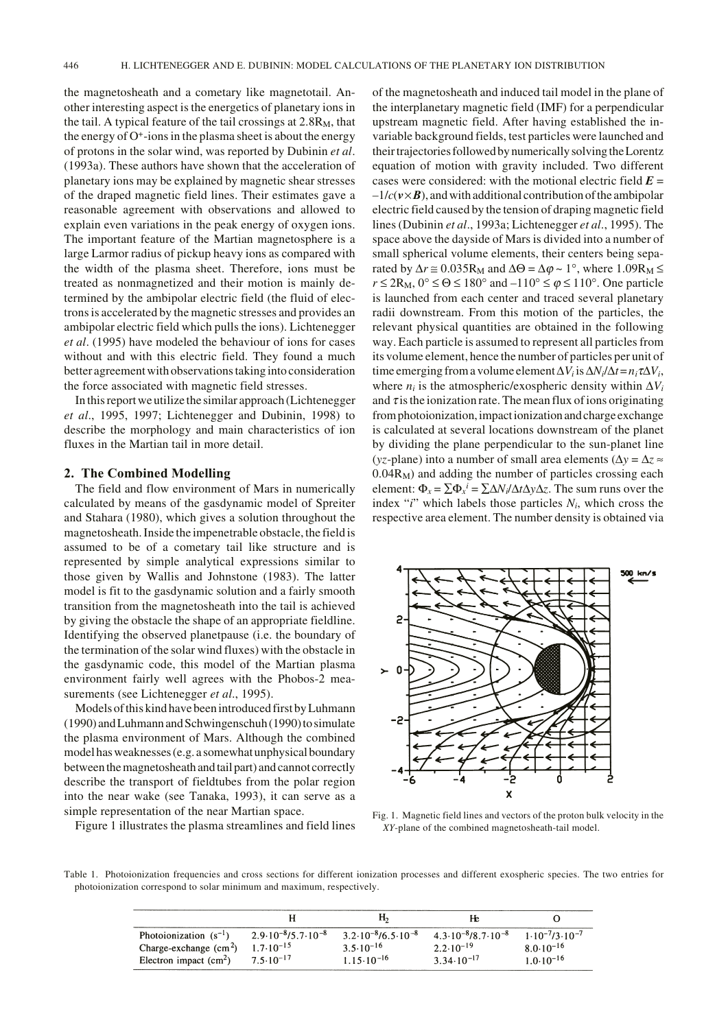the magnetosheath and a cometary like magnetotail. Another interesting aspect is the energetics of planetary ions in the tail. A typical feature of the tail crossings at $2.8R_M$, that the energy of $O^+$-ions in the plasma sheet is about the energy of protons in the solar wind, was reported by Dubinin *et al*. (1993a). These authors have shown that the acceleration of planetary ions may be explained by magnetic shear stresses of the draped magnetic field lines. Their estimates gave a reasonable agreement with observations and allowed to explain even variations in the peak energy of oxygen ions. The important feature of the Martian magnetosphere is a large Larmor radius of pickup heavy ions as compared with the width of the plasma sheet. Therefore, ions must be treated as nonmagnetized and their motion is mainly determined by the ambipolar electric field (the fluid of electrons is accelerated by the magnetic stresses and provides an ambipolar electric field which pulls the ions). Lichtenegger *et al*. (1995) have modeled the behaviour of ions for cases without and with this electric field. They found a much better agreement with observations taking into consideration the force associated with magnetic field stresses.

In this report we utilize the similar approach (Lichtenegger *et al*., 1995, 1997; Lichtenegger and Dubinin, 1998) to describe the morphology and main characteristics of ion fluxes in the Martian tail in more detail.

## 2. The Combined Modelling

The field and flow environment of Mars in numerically calculated by means of the gasdynamic model of Spreiter and Stahara (1980), which gives a solution throughout the magnetosheath. Inside the impenetrable obstacle, the field is assumed to be of a cometary tail like structure and is represented by simple analytical expressions similar to those given by Wallis and Johnstone (1983). The latter model is fit to the gasdynamic solution and a fairly smooth transition from the magnetosheath into the tail is achieved by giving the obstacle the shape of an appropriate fieldline. Identifying the observed planetpause (i.e. the boundary of the termination of the solar wind fluxes) with the obstacle in the gasdynamic code, this model of the Martian plasma environment fairly well agrees with the Phobos-2 measurements (see Lichtenegger *et al*., 1995).

Models of this kind have been introduced first by Luhmann (1990) and Luhmann and Schwingenschuh (1990) to simulate the plasma environment of Mars. Although the combined model has weaknesses (e.g. a somewhat unphysical boundary between the magnetosheath and tail part) and cannot correctly describe the transport of fieldtubes from the polar region into the near wake (see Tanaka, 1993), it can serve as a simple representation of the near Martian space.

Figure 1 illustrates the plasma streamlines and field lines of the magnetosheath and induced tail model in the plane of the interplanetary magnetic field (IMF) for a perpendicular upstream magnetic field. After having established the invariable background fields, test particles were launched and their trajectories followed by numerically solving the Lorentz equation of motion with gravity included. Two different cases were considered: with the motional electric field $\boldsymbol{E} = -1/c(\boldsymbol{v}\times\boldsymbol{B})$, and with additional contribution of the ambipolar electric field caused by the tension of draping magnetic field lines (Dubinin *et al*., 1993a; Lichtenegger *et al*., 1995). The space above the dayside of Mars is divided into a number of small spherical volume elements, their centers being separated by $\Delta r \cong 0.035R_M$ and $\Delta\Theta = \Delta\varphi \sim 1°$, where $1.09R_M \le r \le 2R_M$, $0° \le \Theta \le 180°$ and $-110° \le \varphi \le 110°$. One particle is launched from each center and traced several planetary radii downstream. From this motion of the particles, the relevant physical quantities are obtained in the following way. Each particle is assumed to represent all particles from its volume element, hence the number of particles per unit of time emerging from a volume element $\Delta V_i$ is $\Delta N_i/\Delta t = n_i\tau\Delta V_i$, where $n_i$ is the atmospheric/exospheric density within $\Delta V_i$ and $\tau$ is the ionization rate. The mean flux of ions originating from photoionization, impact ionization and charge exchange is calculated at several locations downstream of the planet by dividing the plane perpendicular to the sun-planet line ($yz$-plane) into a number of small area elements ($\Delta y = \Delta z \approx 0.04R_M$) and adding the number of particles crossing each element: $\Phi_x = \sum\Phi_x^i = \sum\Delta N_i/\Delta t\Delta y\Delta z$. The sum runs over the index "$i$" which labels those particles $N_i$, which cross the respective area element. The number density is obtained via

Fig. 1. Magnetic field lines and vectors of the proton bulk velocity in the *XY*-plane of the combined magnetosheath-tail model.

Table 1. Photoionization frequencies and cross sections for different ionization processes and different exospheric species. The two entries for photoionization correspond to solar minimum and maximum, respectively.

| | H | $H_2$ | He | O |
|---|---|---|---|---|
| Photoionization ($s^{-1}$) | $2.9\cdot10^{-8}/5.7\cdot10^{-8}$ | $3.2\cdot10^{-8}/6.5\cdot10^{-8}$ | $4.3\cdot10^{-8}/8.7\cdot10^{-8}$ | $1\cdot10^{-7}/3\cdot10^{-7}$ |
| Charge-exchange ($cm^2$) | $1.7\cdot10^{-15}$ | $3.5\cdot10^{-16}$ | $2.2\cdot10^{-19}$ | $8.0\cdot10^{-16}$ |
| Electron impact ($cm^2$) | $7.5\cdot10^{-17}$ | $1.15\cdot10^{-16}$ | $3.34\cdot10^{-17}$ | $1.0\cdot10^{-16}$ |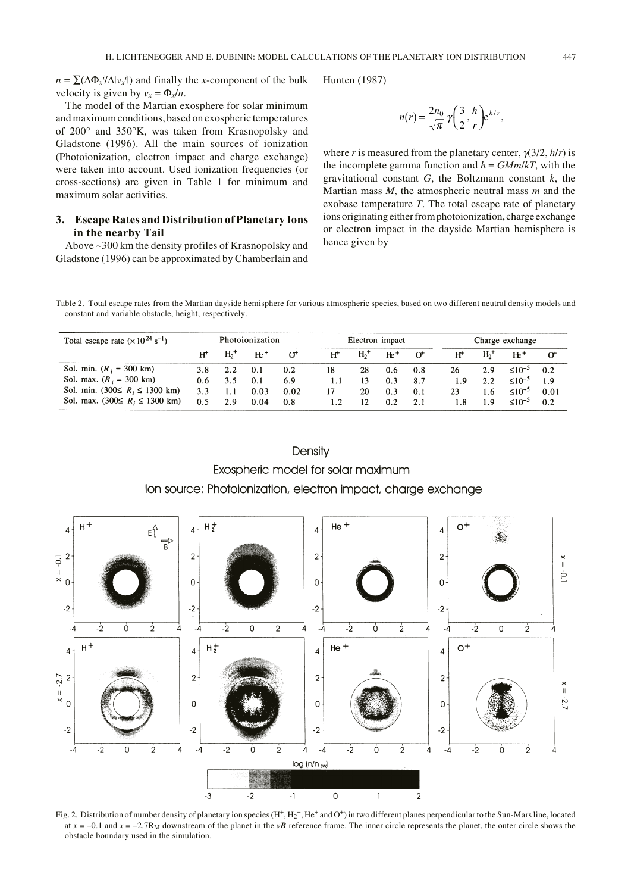$n = \sum(\Delta\Phi_x^i/\Delta|v_x^i|)$ and finally the $x$-component of the bulk velocity is given by $v_x = \Phi_x/n$.

The model of the Martian exosphere for solar minimum and maximum conditions, based on exospheric temperatures of 200° and 350°K, was taken from Krasnopolsky and Gladstone (1996). All the main sources of ionization (Photoionization, electron impact and charge exchange) were taken into account. Used ionization frequencies (or cross-sections) are given in Table 1 for minimum and maximum solar activities.

## 3. Escape Rates and Distribution of Planetary Ions in the nearby Tail

Above ~300 km the density profiles of Krasnopolsky and Gladstone (1996) can be approximated by Chamberlain and Hunten (1987)

$$n(r) = \frac{2n_0}{\sqrt{\pi}}\gamma\left(\frac{3}{2}, \frac{h}{r}\right)e^{h/r},$$

where $r$ is measured from the planetary center, $\gamma(3/2, h/r)$ is the incomplete gamma function and $h = GMm/kT$, with the gravitational constant $G$, the Boltzmann constant $k$, the Martian mass $M$, the atmospheric neutral mass $m$ and the exobase temperature $T$. The total escape rate of planetary ions originating either from photoionization, charge exchange or electron impact in the dayside Martian hemisphere is hence given by

Table 2. Total escape rates from the Martian dayside hemisphere for various atmospheric species, based on two different neutral density models and constant and variable obstacle, height, respectively.

| Total escape rate ($\times 10^{24}$ s$^{-1}$) | Photoionization | | | | Electron impact | | | | Charge exchange | | | |
|---|---|---|---|---|---|---|---|---|---|---|---|---|
| | $H^+$ | $H_2^+$ | $He^+$ | $O^+$ | $H^+$ | $H_2^+$ | $He^+$ | $O^+$ | $H^+$ | $H_2^+$ | $He^+$ | $O^+$ |
| Sol. min. ($R_i$ = 300 km) | 3.8 | 2.2 | 0.1 | 0.2 | 18 | 28 | 0.6 | 0.8 | 26 | 2.9 | $\leq 10^{-5}$ | 0.2 |
| Sol. max. ($R_i$ = 300 km) | 0.6 | 3.5 | 0.1 | 6.9 | 1.1 | 13 | 0.3 | 8.7 | 1.9 | 2.2 | $\leq 10^{-5}$ | 1.9 |
| Sol. min. (300≤ $R_i$ ≤ 1300 km) | 3.3 | 1.1 | 0.03 | 0.02 | 17 | 20 | 0.3 | 0.1 | 23 | 1.6 | $\leq 10^{-5}$ | 0.01 |
| Sol. max. (300≤ $R_i$ ≤ 1300 km) | 0.5 | 2.9 | 0.04 | 0.8 | 1.2 | 12 | 0.2 | 2.1 | 1.8 | 1.9 | $\leq 10^{-5}$ | 0.2 |

Fig. 2. Distribution of number density of planetary ion species ($H^+$, $H_2^+$, $He^+$ and $O^+$) in two different planes perpendicular to the Sun-Mars line, located at $x = -0.1$ and $x = -2.7R_M$ downstream of the planet in the $\boldsymbol{vB}$ reference frame. The inner circle represents the planet, the outer circle shows the obstacle boundary used in the simulation.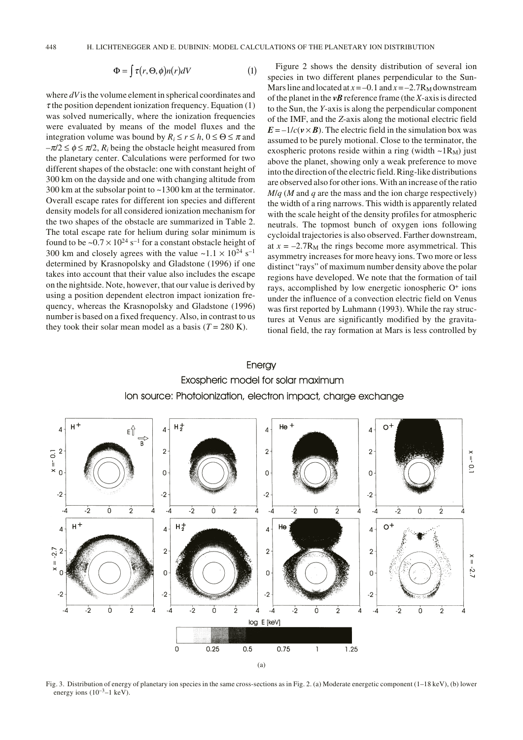$$\Phi = \int \tau(r, \Theta, \phi) n(r) dV \qquad (1)$$

where $dV$ is the volume element in spherical coordinates and $\tau$ the position dependent ionization frequency. Equation (1) was solved numerically, where the ionization frequencies were evaluated by means of the model fluxes and the integration volume was bound by $R_i \le r \le h$, $0 \le \Theta \le \pi$ and $-\pi/2 \le \phi \le \pi/2$, $R_i$ being the obstacle height measured from the planetary center. Calculations were performed for two different shapes of the obstacle: one with constant height of 300 km on the dayside and one with changing altitude from 300 km at the subsolar point to ~1300 km at the terminator. Overall escape rates for different ion species and different density models for all considered ionization mechanism for the two shapes of the obstacle are summarized in Table 2. The total escape rate for helium during solar minimum is found to be $\sim 0.7 \times 10^{24}$ s$^{-1}$ for a constant obstacle height of 300 km and closely agrees with the value $\sim 1.1 \times 10^{24}$ s$^{-1}$ determined by Krasnopolsky and Gladstone (1996) if one takes into account that their value also includes the escape on the nightside. Note, however, that our value is derived by using a position dependent electron impact ionization frequency, whereas the Krasnopolsky and Gladstone (1996) number is based on a fixed frequency. Also, in contrast to us they took their solar mean model as a basis ($T = 280$ K).

Figure 2 shows the density distribution of several ion species in two different planes perpendicular to the Sun-Mars line and located at $x = -0.1$ and $x = -2.7R_M$ downstream of the planet in the ***vB*** reference frame (the $X$-axis is directed to the Sun, the $Y$-axis is along the perpendicular component of the IMF, and the $Z$-axis along the motional electric field $\boldsymbol{E} = -1/c(\boldsymbol{v} \times \boldsymbol{B})$. The electric field in the simulation box was assumed to be purely motional. Close to the terminator, the exospheric protons reside within a ring (width $\sim 1R_M$) just above the planet, showing only a weak preference to move into the direction of the electric field. Ring-like distributions are observed also for other ions. With an increase of the ratio $M/q$ ($M$ and $q$ are the mass and the ion charge respectively) the width of a ring narrows. This width is apparently related with the scale height of the density profiles for atmospheric neutrals. The topmost bunch of oxygen ions following cycloidal trajectories is also observed. Farther downstream, at $x = -2.7R_M$ the rings become more asymmetrical. This asymmetry increases for more heavy ions. Two more or less distinct "rays" of maximum number density above the polar regions have developed. We note that the formation of tail rays, accomplished by low energetic ionospheric $O^+$ ions under the influence of a convection electric field on Venus was first reported by Luhmann (1993). While the ray structures at Venus are significantly modified by the gravitational field, the ray formation at Mars is less controlled by

Fig. 3. Distribution of energy of planetary ion species in the same cross-sections as in Fig. 2. (a) Moderate energetic component (1–18 keV), (b) lower energy ions ($10^{-3}$–1 keV).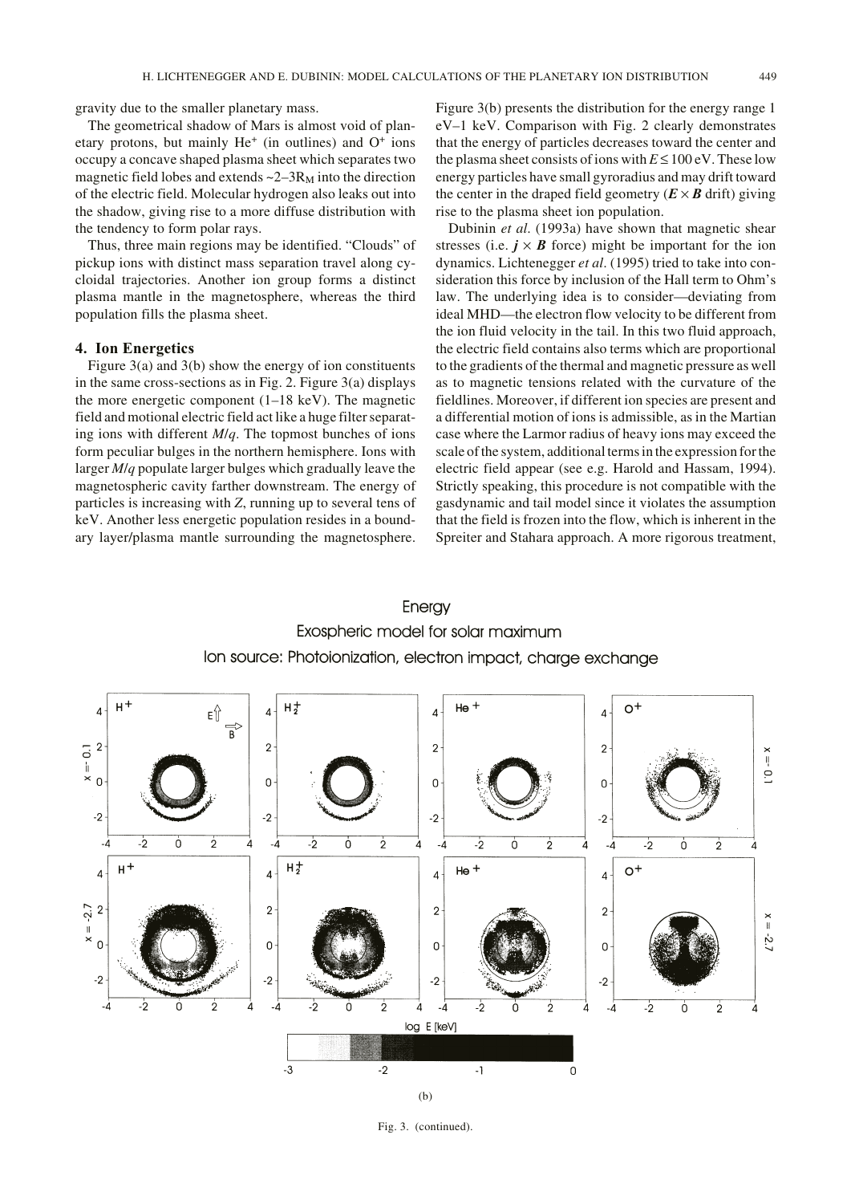gravity due to the smaller planetary mass.

The geometrical shadow of Mars is almost void of planetary protons, but mainly $He^+$ (in outlines) and $O^+$ ions occupy a concave shaped plasma sheet which separates two magnetic field lobes and extends ~2–3$R_M$ into the direction of the electric field. Molecular hydrogen also leaks out into the shadow, giving rise to a more diffuse distribution with the tendency to form polar rays.

Thus, three main regions may be identified. "Clouds" of pickup ions with distinct mass separation travel along cycloidal trajectories. Another ion group forms a distinct plasma mantle in the magnetosphere, whereas the third population fills the plasma sheet.

## 4. Ion Energetics

Figure 3(a) and 3(b) show the energy of ion constituents in the same cross-sections as in Fig. 2. Figure 3(a) displays the more energetic component (1–18 keV). The magnetic field and motional electric field act like a huge filter separating ions with different $M/q$. The topmost bunches of ions form peculiar bulges in the northern hemisphere. Ions with larger $M/q$ populate larger bulges which gradually leave the magnetospheric cavity farther downstream. The energy of particles is increasing with $Z$, running up to several tens of keV. Another less energetic population resides in a boundary layer/plasma mantle surrounding the magnetosphere. Figure 3(b) presents the distribution for the energy range 1 eV–1 keV. Comparison with Fig. 2 clearly demonstrates that the energy of particles decreases toward the center and the plasma sheet consists of ions with $E \leq 100$ eV. These low energy particles have small gyroradius and may drift toward the center in the draped field geometry ($\boldsymbol{E} \times \boldsymbol{B}$ drift) giving rise to the plasma sheet ion population.

Dubinin *et al.* (1993a) have shown that magnetic shear stresses (i.e. $\boldsymbol{j} \times \boldsymbol{B}$ force) might be important for the ion dynamics. Lichtenegger *et al*. (1995) tried to take into consideration this force by inclusion of the Hall term to Ohm's law. The underlying idea is to consider—deviating from ideal MHD—the electron flow velocity to be different from the ion fluid velocity in the tail. In this two fluid approach, the electric field contains also terms which are proportional to the gradients of the thermal and magnetic pressure as well as to magnetic tensions related with the curvature of the fieldlines. Moreover, if different ion species are present and a differential motion of ions is admissible, as in the Martian case where the Larmor radius of heavy ions may exceed the scale of the system, additional terms in the expression for the electric field appear (see e.g. Harold and Hassam, 1994). Strictly speaking, this procedure is not compatible with the gasdynamic and tail model since it violates the assumption that the field is frozen into the flow, which is inherent in the Spreiter and Stahara approach. A more rigorous treatment,

Energy
Exospheric model for solar maximum
Ion source: Photoionization, electron impact, charge exchange

(b)

Fig. 3. (continued).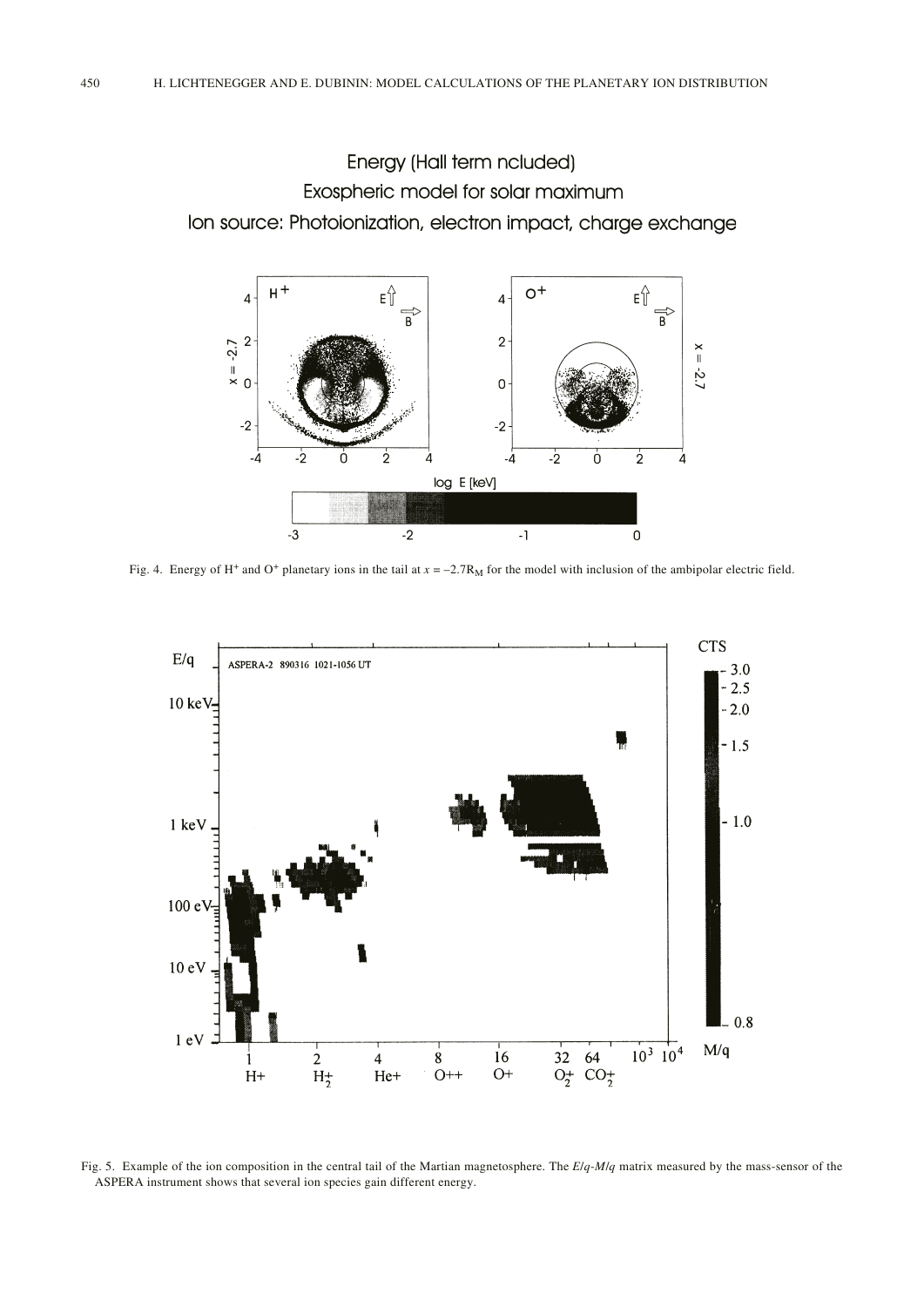Fig. 4. Energy of $H^+$ and $O^+$ planetary ions in the tail at $x = -2.7R_M$ for the model with inclusion of the ambipolar electric field.

Fig. 5. Example of the ion composition in the central tail of the Martian magnetosphere. The $E/q$-$M/q$ matrix measured by the mass-sensor of the ASPERA instrument shows that several ion species gain different energy.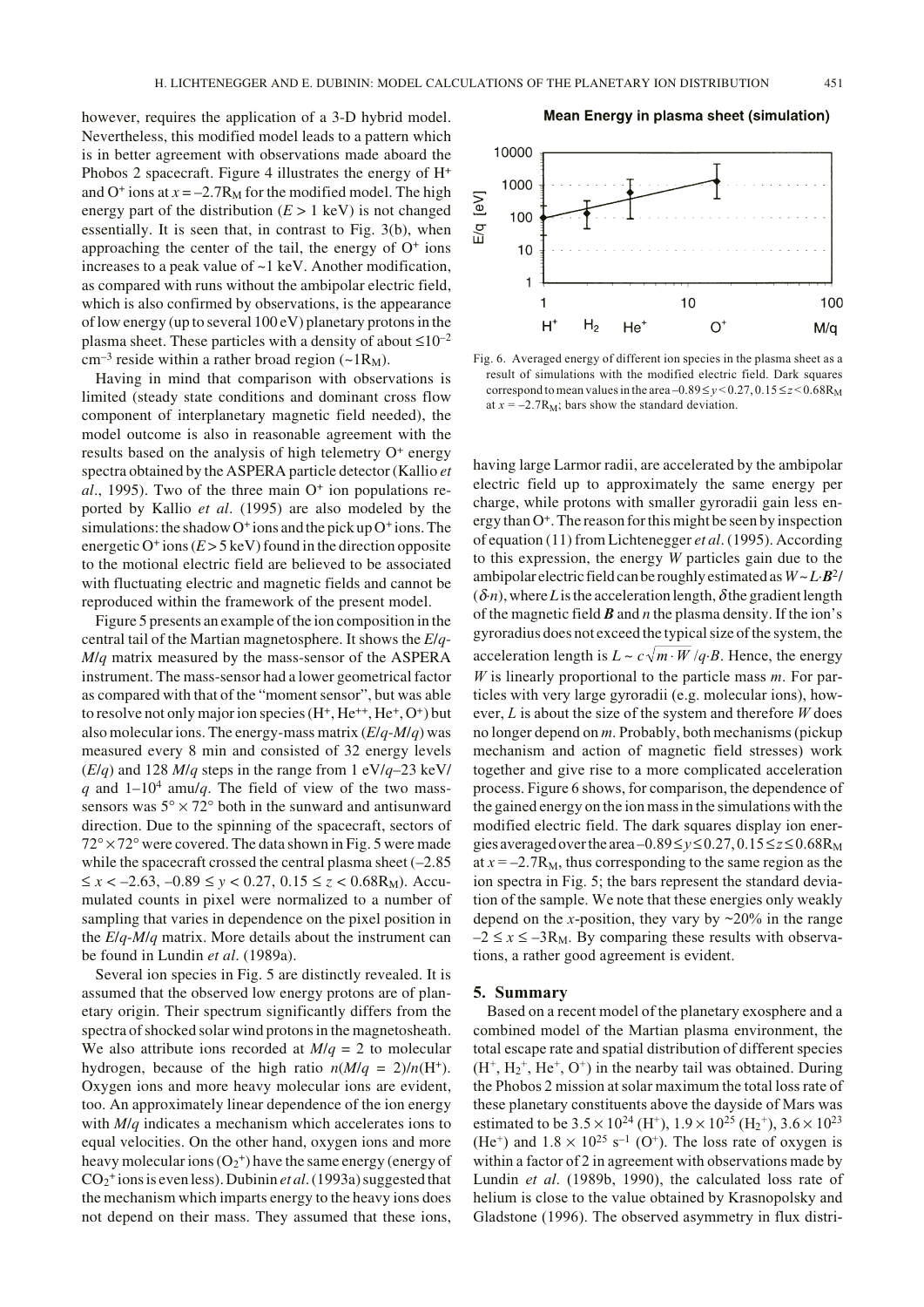however, requires the application of a 3-D hybrid model. Nevertheless, this modified model leads to a pattern which is in better agreement with observations made aboard the Phobos 2 spacecraft. Figure 4 illustrates the energy of $H^+$ and $O^+$ ions at $x = -2.7R_M$ for the modified model. The high energy part of the distribution ($E > 1$ keV) is not changed essentially. It is seen that, in contrast to Fig. 3(b), when approaching the center of the tail, the energy of $O^+$ ions increases to a peak value of ~1 keV. Another modification, as compared with runs without the ambipolar electric field, which is also confirmed by observations, is the appearance of low energy (up to several 100 eV) planetary protons in the plasma sheet. These particles with a density of about $\leq 10^{-2}$ $cm^{-3}$ reside within a rather broad region (~$1R_M$).

Having in mind that comparison with observations is limited (steady state conditions and dominant cross flow component of interplanetary magnetic field needed), the model outcome is also in reasonable agreement with the results based on the analysis of high telemetry $O^+$ energy spectra obtained by the ASPERA particle detector (Kallio *et al*., 1995). Two of the three main $O^+$ ion populations reported by Kallio *et al*. (1995) are also modeled by the simulations: the shadow $O^+$ ions and the pick up $O^+$ ions. The energetic $O^+$ ions ($E > 5$ keV) found in the direction opposite to the motional electric field are believed to be associated with fluctuating electric and magnetic fields and cannot be reproduced within the framework of the present model.

Figure 5 presents an example of the ion composition in the central tail of the Martian magnetosphere. It shows the *E*/*q*-*M*/*q* matrix measured by the mass-sensor of the ASPERA instrument. The mass-sensor had a lower geometrical factor as compared with that of the "moment sensor", but was able to resolve not only major ion species ($H^+$, $He^{++}$, $He^+$, $O^+$) but also molecular ions. The energy-mass matrix (*E*/*q*-*M*/*q*) was measured every 8 min and consisted of 32 energy levels (*E*/*q*) and 128 *M*/*q* steps in the range from 1 eV/*q*–23 keV/*q* and 1–$10^4$ amu/*q*. The field of view of the two mass-sensors was $5° \times 72°$ both in the sunward and antisunward direction. Due to the spinning of the spacecraft, sectors of $72° \times 72°$ were covered. The data shown in Fig. 5 were made while the spacecraft crossed the central plasma sheet ($-2.85 \leq x < -2.63$, $-0.89 \leq y < 0.27$, $0.15 \leq z < 0.68R_M$). Accumulated counts in pixel were normalized to a number of sampling that varies in dependence on the pixel position in the *E*/*q*-*M*/*q* matrix. More details about the instrument can be found in Lundin *et al*. (1989a).

Several ion species in Fig. 5 are distinctly revealed. It is assumed that the observed low energy protons are of planetary origin. Their spectrum significantly differs from the spectra of shocked solar wind protons in the magnetosheath. We also attribute ions recorded at $M/q = 2$ to molecular hydrogen, because of the high ratio $n(M/q = 2)/n(H^+)$. Oxygen ions and more heavy molecular ions are evident, too. An approximately linear dependence of the ion energy with *M*/*q* indicates a mechanism which accelerates ions to equal velocities. On the other hand, oxygen ions and more heavy molecular ions ($O_2^+$) have the same energy (energy of $CO_2^+$ ions is even less). Dubinin *et al*. (1993a) suggested that the mechanism which imparts energy to the heavy ions does not depend on their mass. They assumed that these ions,

**Mean Energy in plasma sheet (simulation)**

Fig. 6. Averaged energy of different ion species in the plasma sheet as a result of simulations with the modified electric field. Dark squares correspond to mean values in the area $-0.89 \leq y < 0.27$, $0.15 \leq z < 0.68R_M$ at $x = -2.7R_M$; bars show the standard deviation.

having large Larmor radii, are accelerated by the ambipolar electric field up to approximately the same energy per charge, while protons with smaller gyroradii gain less energy than $O^+$. The reason for this might be seen by inspection of equation (11) from Lichtenegger *et al*. (1995). According to this expression, the energy *W* particles gain due to the ambipolar electric field can be roughly estimated as $W \sim L \cdot \boldsymbol{B}^2/(\delta \cdot n)$, where *L* is the acceleration length, $\delta$ the gradient length of the magnetic field $\boldsymbol{B}$ and *n* the plasma density. If the ion's gyroradius does not exceed the typical size of the system, the acceleration length is $L \sim c\sqrt{m \cdot W}/q \cdot B$. Hence, the energy *W* is linearly proportional to the particle mass *m*. For particles with very large gyroradii (e.g. molecular ions), however, *L* is about the size of the system and therefore *W* does no longer depend on *m*. Probably, both mechanisms (pickup mechanism and action of magnetic field stresses) work together and give rise to a more complicated acceleration process. Figure 6 shows, for comparison, the dependence of the gained energy on the ion mass in the simulations with the modified electric field. The dark squares display ion energies averaged over the area $-0.89 \leq y \leq 0.27$, $0.15 \leq z \leq 0.68R_M$ at $x = -2.7R_M$, thus corresponding to the same region as the ion spectra in Fig. 5; the bars represent the standard deviation of the sample. We note that these energies only weakly depend on the *x*-position, they vary by ~20% in the range $-2 \leq x \leq -3R_M$. By comparing these results with observations, a rather good agreement is evident.

## 5. Summary

Based on a recent model of the planetary exosphere and a combined model of the Martian plasma environment, the total escape rate and spatial distribution of different species ($H^+$, $H_2^+$, $He^+$, $O^+$) in the nearby tail was obtained. During the Phobos 2 mission at solar maximum the total loss rate of these planetary constituents above the dayside of Mars was estimated to be $3.5 \times 10^{24}$ ($H^+$), $1.9 \times 10^{25}$ ($H_2^+$), $3.6 \times 10^{23}$ ($He^+$) and $1.8 \times 10^{25}$ $s^{-1}$ ($O^+$). The loss rate of oxygen is within a factor of 2 in agreement with observations made by Lundin *et al*. (1989b, 1990), the calculated loss rate of helium is close to the value obtained by Krasnopolsky and Gladstone (1996). The observed asymmetry in flux distri-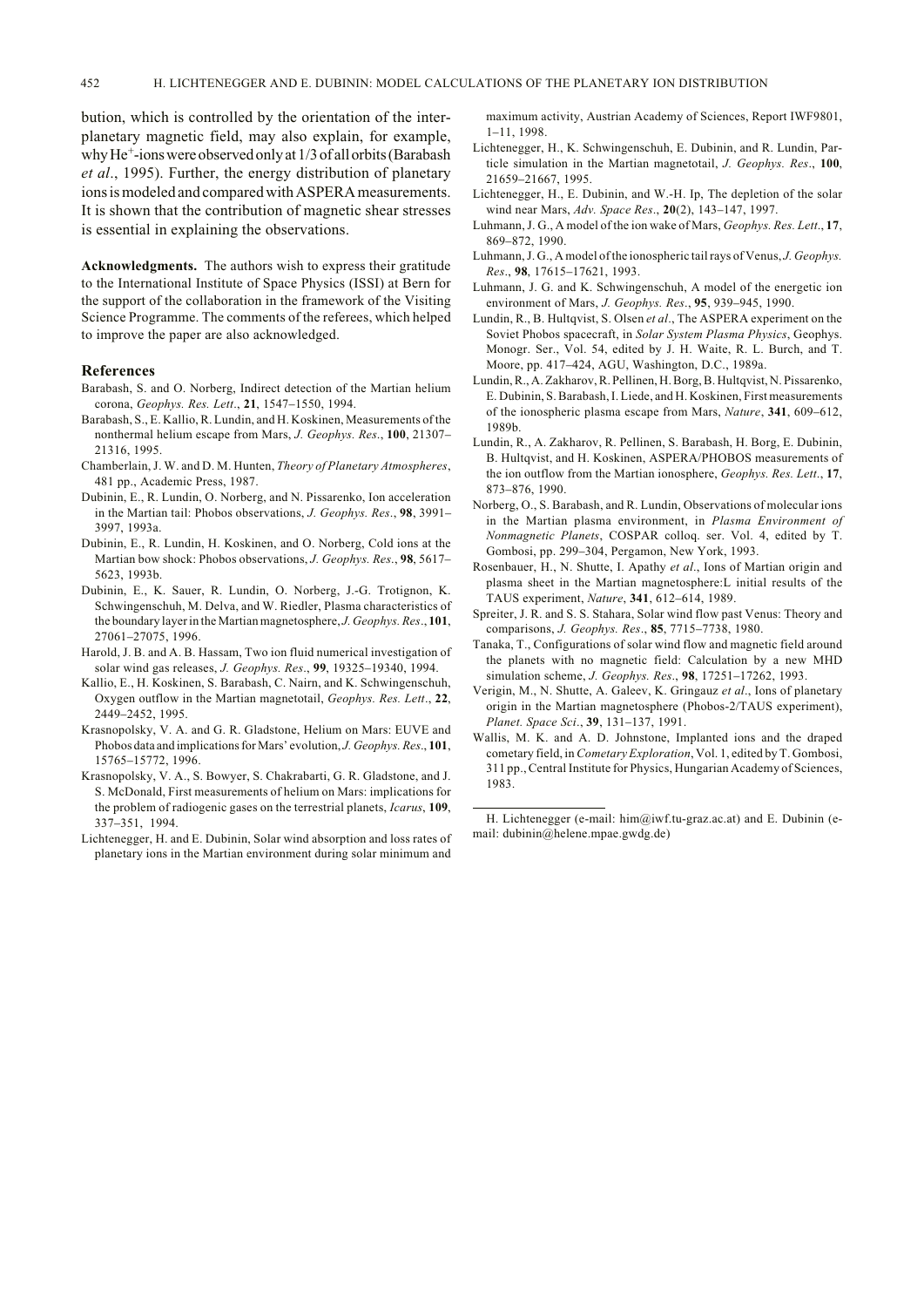bution, which is controlled by the orientation of the interplanetary magnetic field, may also explain, for example, why $He^+$-ions were observed only at 1/3 of all orbits (Barabash *et al*., 1995). Further, the energy distribution of planetary ions is modeled and compared with ASPERA measurements. It is shown that the contribution of magnetic shear stresses is essential in explaining the observations.

**Acknowledgments.** The authors wish to express their gratitude to the International Institute of Space Physics (ISSI) at Bern for the support of the collaboration in the framework of the Visiting Science Programme. The comments of the referees, which helped to improve the paper are also acknowledged.

## References

Barabash, S. and O. Norberg, Indirect detection of the Martian helium corona, *Geophys. Res. Lett*., **21**, 1547–1550, 1994.

Barabash, S., E. Kallio, R. Lundin, and H. Koskinen, Measurements of the nonthermal helium escape from Mars, *J. Geophys. Res*., **100**, 21307–21316, 1995.

Chamberlain, J. W. and D. M. Hunten, *Theory of Planetary Atmospheres*, 481 pp., Academic Press, 1987.

Dubinin, E., R. Lundin, O. Norberg, and N. Pissarenko, Ion acceleration in the Martian tail: Phobos observations, *J. Geophys. Res*., **98**, 3991–3997, 1993a.

Dubinin, E., R. Lundin, H. Koskinen, and O. Norberg, Cold ions at the Martian bow shock: Phobos observations, *J. Geophys. Res*., **98**, 5617–5623, 1993b.

Dubinin, E., K. Sauer, R. Lundin, O. Norberg, J.-G. Trotignon, K. Schwingenschuh, M. Delva, and W. Riedler, Plasma characteristics of the boundary layer in the Martian magnetosphere, *J. Geophys. Res*., **101**, 27061–27075, 1996.

Harold, J. B. and A. B. Hassam, Two ion fluid numerical investigation of solar wind gas releases, *J. Geophys. Res*., **99**, 19325–19340, 1994.

Kallio, E., H. Koskinen, S. Barabash, C. Nairn, and K. Schwingenschuh, Oxygen outflow in the Martian magnetotail, *Geophys. Res. Lett*., **22**, 2449–2452, 1995.

Krasnopolsky, V. A. and G. R. Gladstone, Helium on Mars: EUVE and Phobos data and implications for Mars' evolution, *J. Geophys. Res*., **101**, 15765–15772, 1996.

Krasnopolsky, V. A., S. Bowyer, S. Chakrabarti, G. R. Gladstone, and J. S. McDonald, First measurements of helium on Mars: implications for the problem of radiogenic gases on the terrestrial planets, *Icarus*, **109**, 337–351, 1994.

Lichtenegger, H. and E. Dubinin, Solar wind absorption and loss rates of planetary ions in the Martian environment during solar minimum and maximum activity, Austrian Academy of Sciences, Report IWF9801, 1–11, 1998.

Lichtenegger, H., K. Schwingenschuh, E. Dubinin, and R. Lundin, Particle simulation in the Martian magnetotail, *J. Geophys. Res*., **100**, 21659–21667, 1995.

Lichtenegger, H., E. Dubinin, and W.-H. Ip, The depletion of the solar wind near Mars, *Adv. Space Res*., **20**(2), 143–147, 1997.

Luhmann, J. G., A model of the ion wake of Mars, *Geophys. Res. Lett*., **17**, 869–872, 1990.

Luhmann, J. G., A model of the ionospheric tail rays of Venus, *J. Geophys. Res*., **98**, 17615–17621, 1993.

Luhmann, J. G. and K. Schwingenschuh, A model of the energetic ion environment of Mars, *J. Geophys. Res*., **95**, 939–945, 1990.

Lundin, R., B. Hultqvist, S. Olsen *et al*., The ASPERA experiment on the Soviet Phobos spacecraft, in *Solar System Plasma Physics*, Geophys. Monogr. Ser., Vol. 54, edited by J. H. Waite, R. L. Burch, and T. Moore, pp. 417–424, AGU, Washington, D.C., 1989a.

Lundin, R., A. Zakharov, R. Pellinen, H. Borg, B. Hultqvist, N. Pissarenko, E. Dubinin, S. Barabash, I. Liede, and H. Koskinen, First measurements of the ionospheric plasma escape from Mars, *Nature*, **341**, 609–612, 1989b.

Lundin, R., A. Zakharov, R. Pellinen, S. Barabash, H. Borg, E. Dubinin, B. Hultqvist, and H. Koskinen, ASPERA/PHOBOS measurements of the ion outflow from the Martian ionosphere, *Geophys. Res. Lett*., **17**, 873–876, 1990.

Norberg, O., S. Barabash, and R. Lundin, Observations of molecular ions in the Martian plasma environment, in *Plasma Environment of Nonmagnetic Planets*, COSPAR colloq. ser. Vol. 4, edited by T. Gombosi, pp. 299–304, Pergamon, New York, 1993.

Rosenbauer, H., N. Shutte, I. Apathy *et al*., Ions of Martian origin and plasma sheet in the Martian magnetosphere:L initial results of the TAUS experiment, *Nature*, **341**, 612–614, 1989.

Spreiter, J. R. and S. S. Stahara, Solar wind flow past Venus: Theory and comparisons, *J. Geophys. Res*., **85**, 7715–7738, 1980.

Tanaka, T., Configurations of solar wind flow and magnetic field around the planets with no magnetic field: Calculation by a new MHD simulation scheme, *J. Geophys. Res*., **98**, 17251–17262, 1993.

Verigin, M., N. Shutte, A. Galeev, K. Gringauz *et al*., Ions of planetary origin in the Martian magnetosphere (Phobos-2/TAUS experiment), *Planet. Space Sci*., **39**, 131–137, 1991.

Wallis, M. K. and A. D. Johnstone, Implanted ions and the draped cometary field, in *Cometary Exploration*, Vol. 1, edited by T. Gombosi, 311 pp., Central Institute for Physics, Hungarian Academy of Sciences, 1983.

---

H. Lichtenegger (e-mail: him@iwf.tu-graz.ac.at) and E. Dubinin (e-mail: dubinin@helene.mpae.gwdg.de)